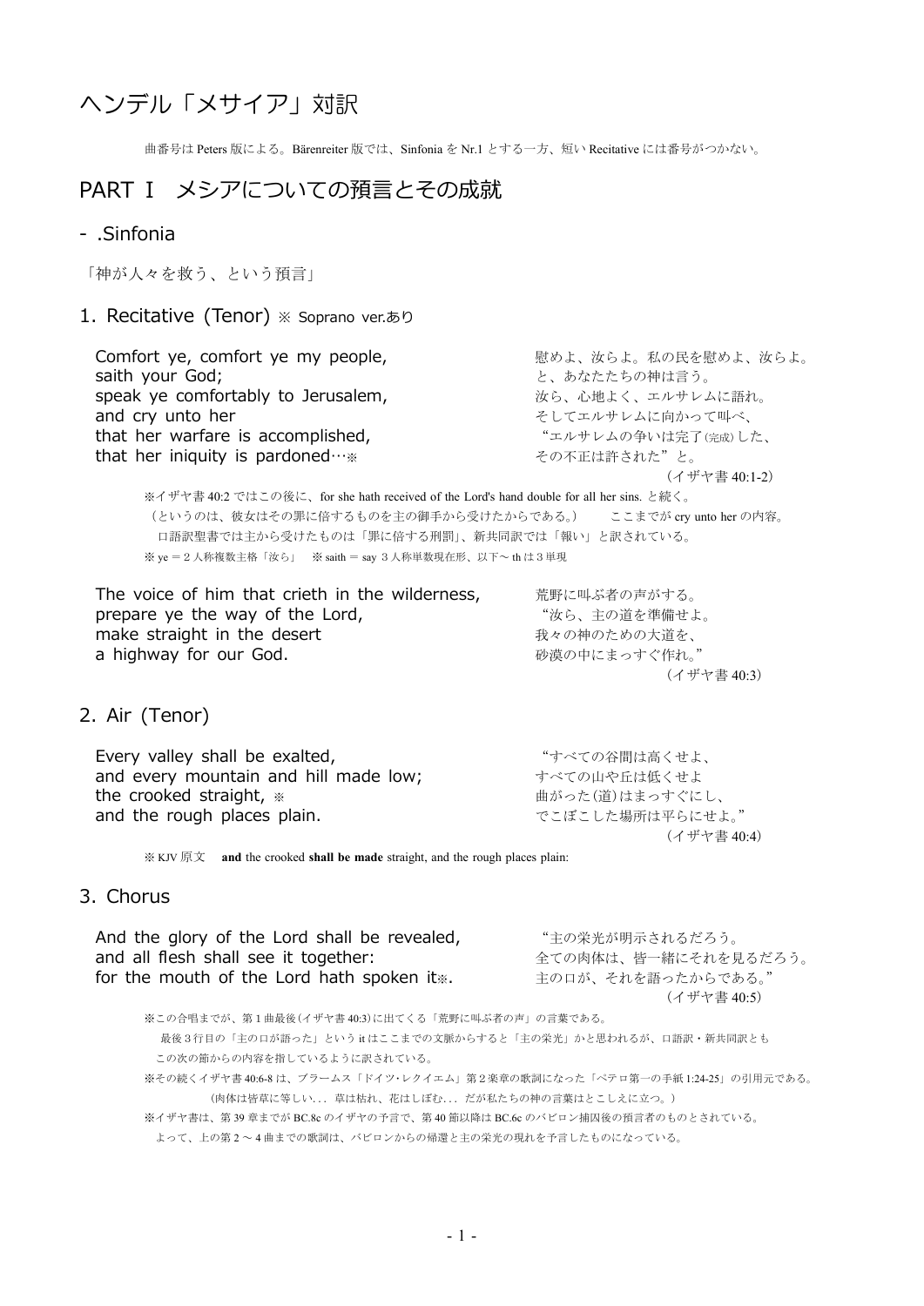# ヘンデル「メサイア」対訳

曲番号は Peters 版による。Bärenreiter 版では、Sinfonia を Nr.1 とする一方、短い Recitative には番号がつかない。

## PART Ⅰ　メシアについての預言とその成就

### - .Sinfonia

「神が人々を救う、という預言」

### 1. Recitative (Tenor) ※ Soprano ver.あり

| | |
|---|---|
| Comfort ye, comfort ye my people, | 慰めよ、汝らよ。私の民を慰めよ、汝らよ。 |
| saith your God; | と、あなたたちの神は言う。 |
| speak ye comfortably to Jerusalem, | 汝ら、心地よく、エルサレムに語れ。 |
| and cry unto her | そしてエルサレムに向かって叫べ、 |
| that her warfare is accomplished, | “エルサレムの争いは完了(完成)した、 |
| that her iniquity is pardoned…※ | その不正は許された”と。 |

（イザヤ書 40:1-2）

※イザヤ書 40:2 ではこの後に、for she hath received of the Lord's hand double for all her sins. と続く。
（というのは、彼女はその罪に倍するものを主の御手から受けたからである。）　ここまでが cry unto her の内容。
口語訳聖書では主から受けたものは「罪に倍する刑罰」、新共同訳では「報い」と訳されている。
※ ye ＝２人称複数主格「汝ら」　※ saith ＝ say ３人称単数現在形、以下～ th は３単現

| | |
|---|---|
| The voice of him that crieth in the wilderness, | 荒野に叫ぶ者の声がする。 |
| prepare ye the way of the Lord, | “汝ら、主の道を準備せよ。 |
| make straight in the desert | 我々の神のための大道を、 |
| a highway for our God. | 砂漠の中にまっすぐ作れ。” |

（イザヤ書 40:3）

### 2. Air (Tenor)

| | |
|---|---|
| Every valley shall be exalted, | “すべての谷間は高くせよ、 |
| and every mountain and hill made low; | すべての山や丘は低くせよ |
| the crooked straight, ※ | 曲がった(道)はまっすぐにし、 |
| and the rough places plain. | でこぼこした場所は平らにせよ。” |

（イザヤ書 40:4）

※ KJV 原文　**and** the crooked **shall be made** straight, and the rough places plain:

### 3. Chorus

| | |
|---|---|
| And the glory of the Lord shall be revealed, | “主の栄光が明示されるだろう。 |
| and all flesh shall see it together: | 全ての肉体は、皆一緒にそれを見るだろう。 |
| for the mouth of the Lord hath spoken it※. | 主の口が、それを語ったからである。” |

（イザヤ書 40:5）

※この合唱までが、第１曲最後(イザヤ書 40:3)に出てくる「荒野に叫ぶ者の声」の言葉である。
最後３行目の「主の口が語った」という it はここまでの文脈からすると「主の栄光」かと思われるが、口語訳・新共同訳とも
この次の節からの内容を指しているように訳されている。
※その続くイザヤ書 40:6-8 は、ブラームス「ドイツ･レクイエム」第２楽章の歌詞になった「ペテロ第一の手紙 1:24-25」の引用元である。
（肉体は皆草に等しい．．．草は枯れ、花はしぼむ．．．だが私たちの神の言葉はとこしえに立つ。）
※イザヤ書は、第 39 章までが BC.8c のイザヤの予言で、第 40 節以降は BC.6c のバビロン捕囚後の預言者のものとされている。
よって、上の第２～４曲までの歌詞は、バビロンからの帰還と主の栄光の現れを予言したものになっている。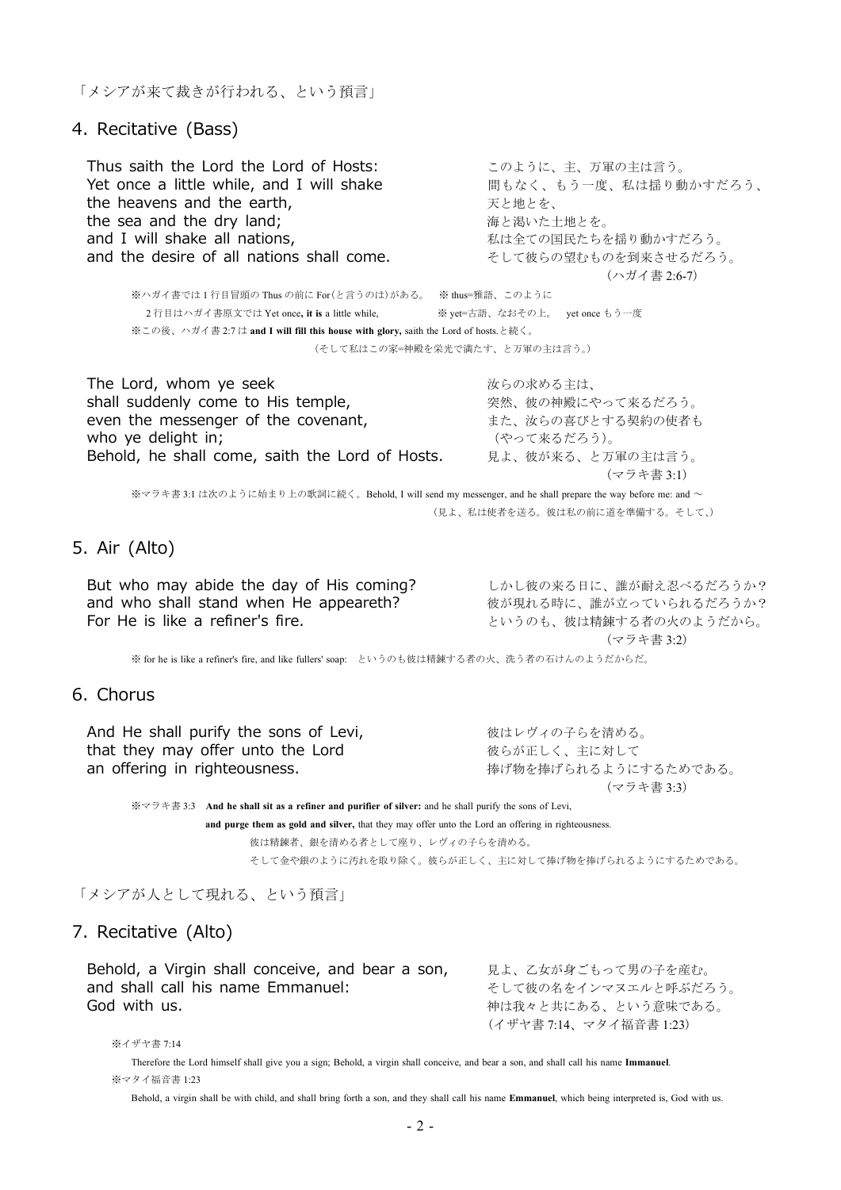「メシアが来て裁きが行われる、という預言」

## 4. Recitative (Bass)

| | |
|---|---|
| Thus saith the Lord the Lord of Hosts: | このように、主、万軍の主は言う。 |
| Yet once a little while, and I will shake | 間もなく、もう一度、私は揺り動かすだろう、 |
| the heavens and the earth, | 天と地とを、 |
| the sea and the dry land; | 海と渇いた土地とを。 |
| and I will shake all nations, | 私は全ての国民たちを揺り動かすだろう。 |
| and the desire of all nations shall come. | そして彼らの望むものを到来させるだろう。 |
| | （ハガイ書 2:6-7） |

※ハガイ書では 1 行目冒頭の Thus の前に For（と言うのは）がある。　※ thus=雅語、このように

2 行目はハガイ書原文では Yet once, **it is** a little while,　　※ yet=古語、なおその上。 yet once もう一度

※この後、ハガイ書 2:7 は **and I will fill this house with glory,** saith the Lord of hosts.と続く。

（そして私はこの家=神殿を栄光で満たす、と万軍の主は言う。）

| | |
|---|---|
| The Lord, whom ye seek | 汝らの求める主は、 |
| shall suddenly come to His temple, | 突然、彼の神殿にやって来るだろう。 |
| even the messenger of the covenant, | また、汝らの喜びとする契約の使者も |
| who ye delight in; | （やって来るだろう）。 |
| Behold, he shall come, saith the Lord of Hosts. | 見よ、彼が来る、と万軍の主は言う。 |
| | （マラキ書 3:1） |

※マラキ書 3:1 は次のように始まり上の歌詞に続く。Behold, I will send my messenger, and he shall prepare the way before me: and ～

（見よ、私は使者を送る。彼は私の前に道を準備する。そして、）

## 5. Air (Alto)

| | |
|---|---|
| But who may abide the day of His coming? | しかし彼の来る日に、誰が耐え忍べるだろうか? |
| and who shall stand when He appeareth? | 彼が現れる時に、誰が立っていられるだろうか? |
| For He is like a refiner's fire. | というのも、彼は精錬する者の火のようだから。 |
| | （マラキ書 3:2） |

※ for he is like a refiner's fire, and like fullers' soap:　というのも彼は精錬する者の火、洗う者の石けんのようだからだ。

## 6. Chorus

| | |
|---|---|
| And He shall purify the sons of Levi, | 彼はレヴィの子らを清める。 |
| that they may offer unto the Lord | 彼らが正しく、主に対して |
| an offering in righteousness. | 捧げ物を捧げられるようにするためである。 |
| | （マラキ書 3:3） |

※マラキ書 3:3　**And he shall sit as a refiner and purifier of silver:** and he shall purify the sons of Levi,

**and purge them as gold and silver,** that they may offer unto the Lord an offering in righteousness.

彼は精錬者、銀を清める者として座り、レヴィの子らを清める。

そして金や銀のように汚れを取り除く。彼らが正しく、主に対して捧げ物を捧げられるようにするためである。

「メシアが人として現れる、という預言」

## 7. Recitative (Alto)

| | |
|---|---|
| Behold, a Virgin shall conceive, and bear a son, | 見よ、乙女が身ごもって男の子を産む。 |
| and shall call his name Emmanuel: | そして彼の名をインマヌエルと呼ぶだろう。 |
| God with us. | 神は我々と共にある、という意味である。 |
| | （イザヤ書 7:14、マタイ福音書 1:23） |

※イザヤ書 7:14

Therefore the Lord himself shall give you a sign; Behold, a virgin shall conceive, and bear a son, and shall call his name **Immanuel**.

※マタイ福音書 1:23

Behold, a virgin shall be with child, and shall bring forth a son, and they shall call his name **Emmanuel**, which being interpreted is, God with us.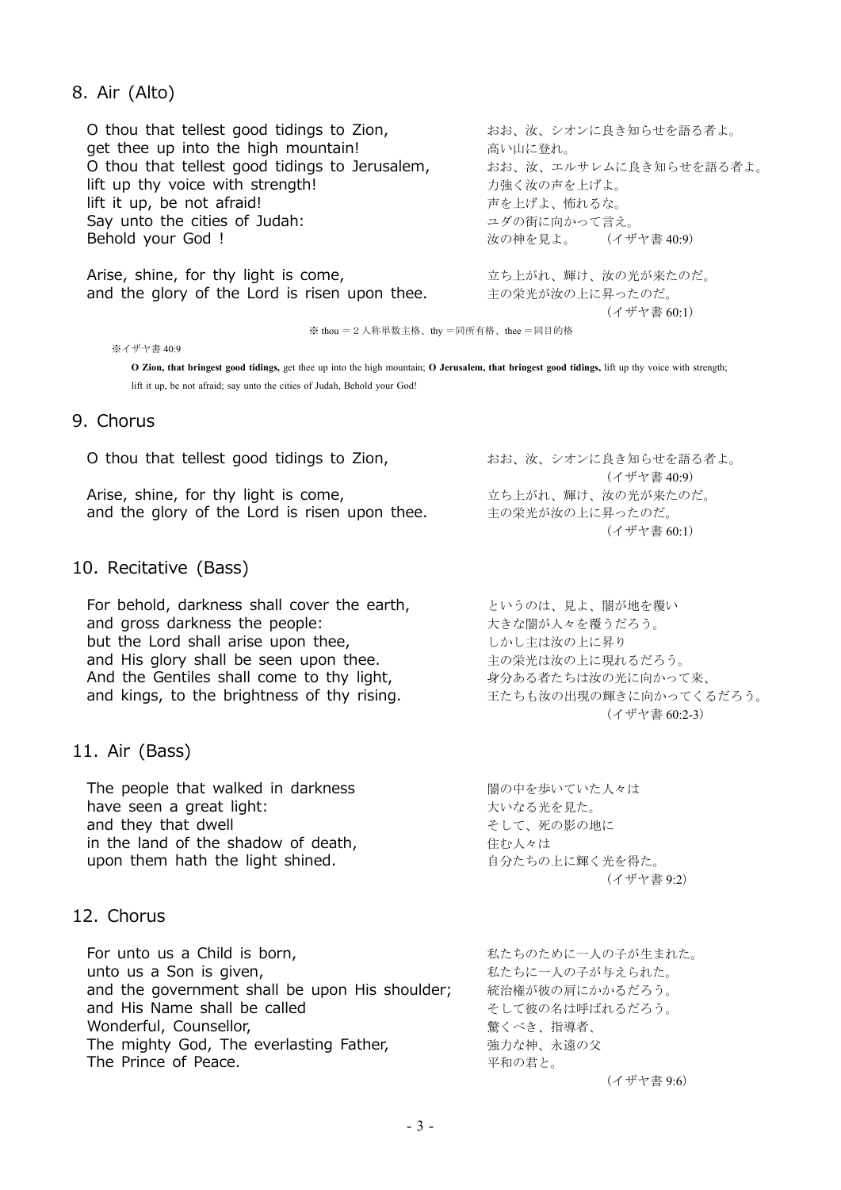## 8. Air (Alto)

O thou that tellest good tidings to Zion,
get thee up into the high mountain!
O thou that tellest good tidings to Jerusalem,
lift up thy voice with strength!
lift it up, be not afraid!
Say unto the cities of Judah:
Behold your God !

おお、汝、シオンに良き知らせを語る者よ。
高い山に登れ。
おお、汝、エルサレムに良き知らせを語る者よ。
力強く汝の声を上げよ。
声を上げよ、怖れるな。
ユダの街に向かって言え。
汝の神を見よ。　（イザヤ書 40:9）

Arise, shine, for thy light is come,
and the glory of the Lord is risen upon thee.

立ち上がれ、輝け、汝の光が来たのだ。
主の栄光が汝の上に昇ったのだ。
（イザヤ書 60:1）

※ thou ＝２人称単数主格、thy ＝同所有格、thee ＝同目的格

※イザヤ書 40:9

**O Zion, that bringest good tidings,** get thee up into the high mountain; **O Jerusalem, that bringest good tidings,** lift up thy voice with strength; lift it up, be not afraid; say unto the cities of Judah, Behold your God!

## 9. Chorus

O thou that tellest good tidings to Zion,

おお、汝、シオンに良き知らせを語る者よ。
（イザヤ書 40:9）

Arise, shine, for thy light is come,
and the glory of the Lord is risen upon thee.

立ち上がれ、輝け、汝の光が来たのだ。
主の栄光が汝の上に昇ったのだ。
（イザヤ書 60:1）

## 10. Recitative (Bass)

For behold, darkness shall cover the earth,
and gross darkness the people:
but the Lord shall arise upon thee,
and His glory shall be seen upon thee.
And the Gentiles shall come to thy light,
and kings, to the brightness of thy rising.

というのは、見よ、闇が地を覆い
大きな闇が人々を覆うだろう。
しかし主は汝の上に昇り
主の栄光は汝の上に現れるだろう。
身分ある者たちは汝の光に向かって来、
王たちも汝の出現の輝きに向かってくるだろう。
（イザヤ書 60:2-3）

## 11. Air (Bass)

The people that walked in darkness
have seen a great light:
and they that dwell
in the land of the shadow of death,
upon them hath the light shined.

闇の中を歩いていた人々は
大いなる光を見た。
そして、死の影の地に
住む人々は
自分たちの上に輝く光を得た。
（イザヤ書 9:2）

## 12. Chorus

For unto us a Child is born,
unto us a Son is given,
and the government shall be upon His shoulder;
and His Name shall be called
Wonderful, Counsellor,
The mighty God, The everlasting Father,
The Prince of Peace.

私たちのために一人の子が生まれた。
私たちに一人の子が与えられた。
統治権が彼の肩にかかるだろう。
そして彼の名は呼ばれるだろう。
驚くべき、指導者、
強力な神、永遠の父
平和の君と。
（イザヤ書 9:6）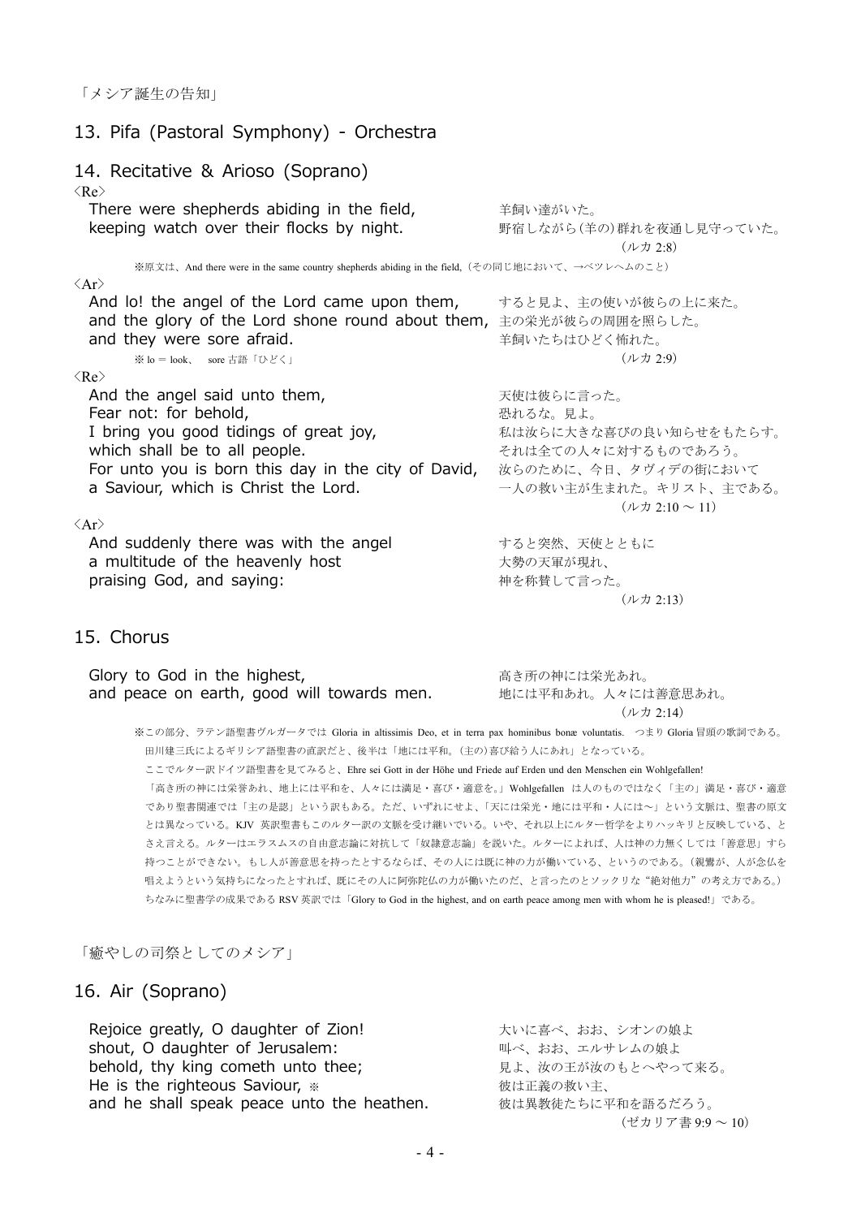「メシア誕生の告知」

## 13. Pifa (Pastoral Symphony) - Orchestra

## 14. Recitative & Arioso (Soprano)

〈Re〉

There were shepherds abiding in the field,
keeping watch over their flocks by night.

羊飼い達がいた。
野宿しながら（羊の）群れを夜通し見守っていた。
（ルカ 2:8）

※原文は、And there were in the same country shepherds abiding in the field,（その同じ地において、→ベツレヘムのこと）

〈Ar〉

And lo! the angel of the Lord came upon them,
and the glory of the Lord shone round about them,
and they were sore afraid.

するど見よ、主の使いが彼らの上に来た。
主の栄光が彼らの周囲を照らした。
羊飼いたちはひどく怖れた。
（ルカ 2:9）

※ lo = look、 sore 古語「ひどく」

〈Re〉

And the angel said unto them,
Fear not: for behold,
I bring you good tidings of great joy,
which shall be to all people.
For unto you is born this day in the city of David,
a Saviour, which is Christ the Lord.

天使は彼らに言った。
恐れるな。見よ。
私は汝らに大きな喜びの良い知らせをもたらす。
それは全ての人々に対するものであろう。
汝らのために、今日、ダヴィデの街において
一人の救い主が生まれた。キリスト、主である。
（ルカ 2:10 ～ 11）

〈Ar〉

And suddenly there was with the angel
a multitude of the heavenly host
praising God, and saying:

すると突然、天使とともに
大勢の天軍が現れ、
神を称賛して言った。
（ルカ 2:13）

## 15. Chorus

Glory to God in the highest,
and peace on earth, good will towards men.

高き所の神には栄光あれ。
地には平和あれ。人々には善意思あれ。
（ルカ 2:14）

※この部分、ラテン語聖書ヴルガータでは Gloria in altissimis Deo, et in terra pax hominibus bonæ voluntatis. つまり Gloria 冒頭の歌詞である。田川建三氏によるギリシア語聖書の直訳だと、後半は「地には平和。（主の）喜び給う人にあれ」となっている。
ここでルター訳ドイツ語聖書を見てみると、Ehre sei Gott in der Höhe und Friede auf Erden und den Menschen ein Wohlgefallen!
「高き所の神には栄誉あれ、地上には平和を、人々には満足・喜び・適意を。」Wohlgefallen は人のものではなく「主の」満足・喜び・適意であり聖書関連では「主の是認」という訳もある。ただ、いずれにせよ、「天には栄光・地には平和・人には～」という文脈は、聖書の原文とは異なっている。KJV 英訳聖書もこのルター訳の文脈を受け継いでいる。いや、それ以上にルター哲学をよりハッキリと反映している、とさえ言える。ルターはエラスムスの自由意志論に対抗して「奴隷意志論」を説いた。ルターによれば、人は神の力無くしては「善意思」すら持つことができない。もし人が善意思を持ったとするならば、その人には既に神の力が働いている、というのである。（親鸞が、人が念仏を唱えようという気持ちになったとすれば、既にその人に阿弥陀仏の力が働いたのだ、と言ったのとソックリな"絶対他力"の考え方である。）
ちなみに聖書学の成果である RSV 英訳では「Glory to God in the highest, and on earth peace among men with whom he is pleased!」である。

「癒やしの司祭としてのメシア」

## 16. Air (Soprano)

Rejoice greatly, O daughter of Zion!
shout, O daughter of Jerusalem:
behold, thy king cometh unto thee;
He is the righteous Saviour, ※
and he shall speak peace unto the heathen.

大いに喜べ、おお、シオンの娘よ
叫べ、おお、エルサレムの娘よ
見よ、汝の王が汝のもとへやって来る。
彼は正義の救い主、
彼は異教徒たちに平和を語るだろう。
（ゼカリア書 9:9 ～ 10）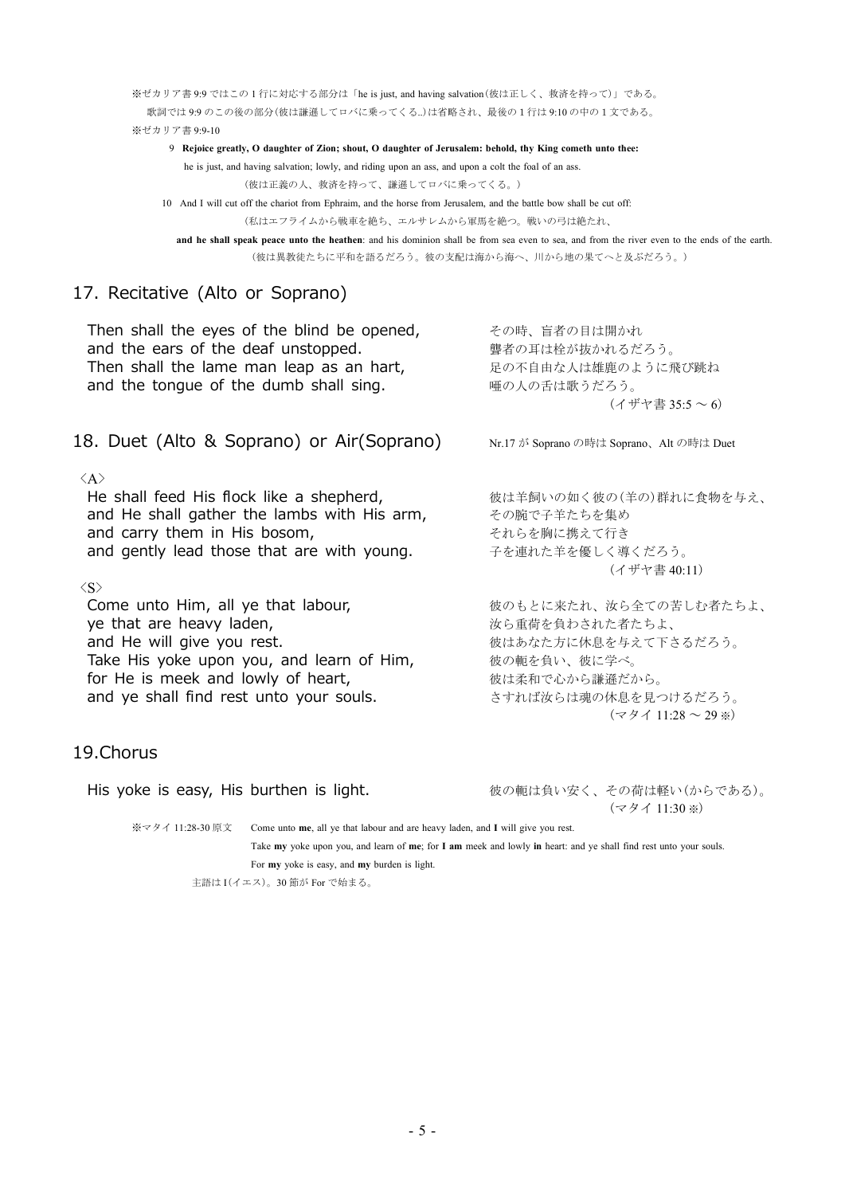※ゼカリア書 9:9 ではこの 1 行に対応する部分は「he is just, and having salvation（彼は正しく、救済を持って）」である。
歌詞では 9:9 のこの後の部分（彼は謙遜してロバに乗ってくる..）は省略され、最後の 1 行は 9:10 の中の 1 文である。

※ゼカリア書 9:9-10

9 **Rejoice greatly, O daughter of Zion; shout, O daughter of Jerusalem: behold, thy King cometh unto thee:**
he is just, and having salvation; lowly, and riding upon an ass, and upon a colt the foal of an ass.
（彼は正義の人、救済を持って、謙遜してロバに乗ってくる。）

10 And I will cut off the chariot from Ephraim, and the horse from Jerusalem, and the battle bow shall be cut off:
（私はエフライムから戦車を絶ち、エルサレムから軍馬を絶つ。戦いの弓は絶たれ、
**and he shall speak peace unto the heathen**: and his dominion shall be from sea even to sea, and from the river even to the ends of the earth.
（彼は異教徒たちに平和を語るだろう。彼の支配は海から海へ、川から地の果てへと及ぶだろう。）

## 17. Recitative (Alto or Soprano)

| | |
|---|---|
| Then shall the eyes of the blind be opened, | その時、盲者の目は開かれ |
| and the ears of the deaf unstopped. | 聾者の耳は栓が抜かれるだろう。 |
| Then shall the lame man leap as an hart, | 足の不自由な人は雄鹿のように飛び跳ね |
| and the tongue of the dumb shall sing. | 唖の人の舌は歌うだろう。 |
| | （イザヤ書 35:5 ～ 6） |

## 18. Duet (Alto & Soprano) or Air(Soprano)

Nr.17 が Soprano の時は Soprano、Alt の時は Duet

〈A〉

| | |
|---|---|
| He shall feed His flock like a shepherd, | 彼は羊飼いの如く彼の(羊の)群れに食物を与え、 |
| and He shall gather the lambs with His arm, | その腕で子羊たちを集め |
| and carry them in His bosom, | それらを胸に携えて行き |
| and gently lead those that are with young. | 子を連れた羊を優しく導くだろう。 |
| | （イザヤ書 40:11） |

〈S〉

| | |
|---|---|
| Come unto Him, all ye that labour, | 彼のもとに来たれ、汝ら全ての苦しむ者たちよ、 |
| ye that are heavy laden, | 汝ら重荷を負わされた者たちよ、 |
| and He will give you rest. | 彼はあなた方に休息を与えて下さるだろう。 |
| Take His yoke upon you, and learn of Him, | 彼の軛を負い、彼に学べ。 |
| for He is meek and lowly of heart, | 彼は柔和で心から謙遜だから。 |
| and ye shall find rest unto your souls. | さすれば汝らは魂の休息を見つけるだろう。 |
| | （マタイ 11:28 ～ 29 ※） |

## 19.Chorus

| | |
|---|---|
| His yoke is easy, His burthen is light. | 彼の軛は負い安く、その荷は軽い(からである)。 |
| | （マタイ 11:30 ※） |

※マタイ 11:28-30 原文　Come unto **me**, all ye that labour and are heavy laden, and **I** will give you rest.
Take **my** yoke upon you, and learn of **me**; for **I am** meek and lowly **in** heart: and ye shall find rest unto your souls.
For **my** yoke is easy, and **my** burden is light.

主語は I(イエス)。30 節が For で始まる。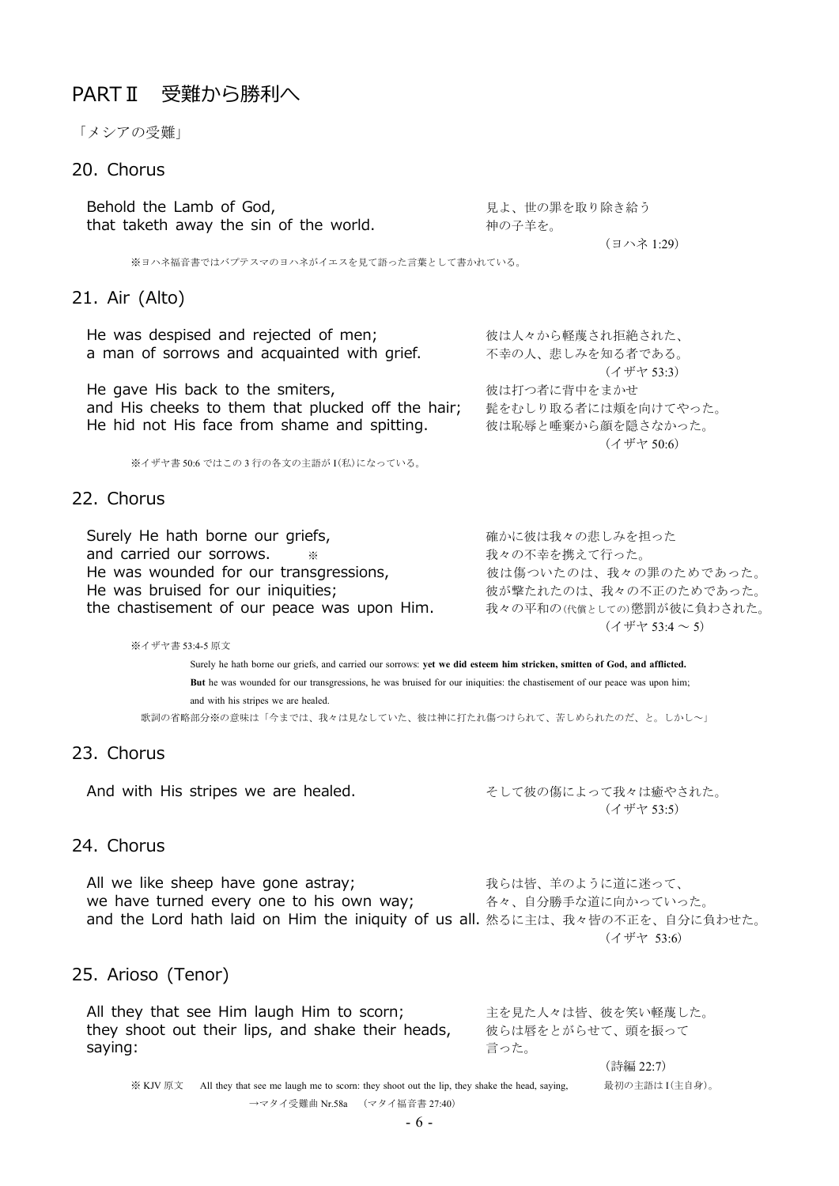# PART Ⅱ　受難から勝利へ

「メシアの受難」

## 20. Chorus

Behold the Lamb of God,
that taketh away the sin of the world.

見よ、世の罪を取り除き給う
神の子羊を。
（ヨハネ 1:29）

※ヨハネ福音書ではバプテスマのヨハネがイエスを見て語った言葉として書かれている。

## 21. Air (Alto)

He was despised and rejected of men;
a man of sorrows and acquainted with grief.

彼は人々から軽蔑され拒絶された、
不幸の人、悲しみを知る者である。
（イザヤ 53:3）

He gave His back to the smiters,
and His cheeks to them that plucked off the hair;
He hid not His face from shame and spitting.

彼は打つ者に背中をまかせ
髭をむしり取る者には頬を向けてやった。
彼は恥辱と唾棄から顔を隠さなかった。
（イザヤ 50:6）

※イザヤ書 50:6 ではこの 3 行の各文の主語が I(私)になっている。

## 22. Chorus

Surely He hath borne our griefs,
and carried our sorrows.　※
He was wounded for our transgressions,
He was bruised for our iniquities;
the chastisement of our peace was upon Him.

確かに彼は我々の悲しみを担った
我々の不幸を携えて行った。
彼は傷ついたのは、我々の罪のためであった。
彼が撃たれたのは、我々の不正のためであった。
我々の平和の(代償としての)懲罰が彼に負わされた。
（イザヤ 53:4 ～ 5）

※イザヤ書 53:4-5 原文

Surely he hath borne our griefs, and carried our sorrows: **yet we did esteem him stricken, smitten of God, and afflicted.** **But** he was wounded for our transgressions, he was bruised for our iniquities: the chastisement of our peace was upon him; and with his stripes we are healed.

歌詞の省略部分※の意味は「今までは、我々は見なしていた、彼は神に打たれ傷つけられて、苦しめられたのだ、と。しかし～」

## 23. Chorus

And with His stripes we are healed.

そして彼の傷によって我々は癒やされた。
（イザヤ 53:5）

## 24. Chorus

All we like sheep have gone astray;
we have turned every one to his own way;
and the Lord hath laid on Him the iniquity of us all.

我らは皆、羊のように道に迷って、
各々、自分勝手な道に向かっていった。
然るに主は、我々皆の不正を、自分に負わせた。
（イザヤ 53:6）

## 25. Arioso (Tenor)

All they that see Him laugh Him to scorn;
they shoot out their lips, and shake their heads,
saying:

主を見た人々は皆、彼を笑い軽蔑した。
彼らは唇をとがらせて、頭を振って
言った。
（詩編 22:7）

※ KJV 原文　All they that see me laugh me to scorn: they shoot out the lip, they shake the head, saying,　最初の主語は I(主自身)。

→マタイ受難曲 Nr.58a　（マタイ福音書 27:40）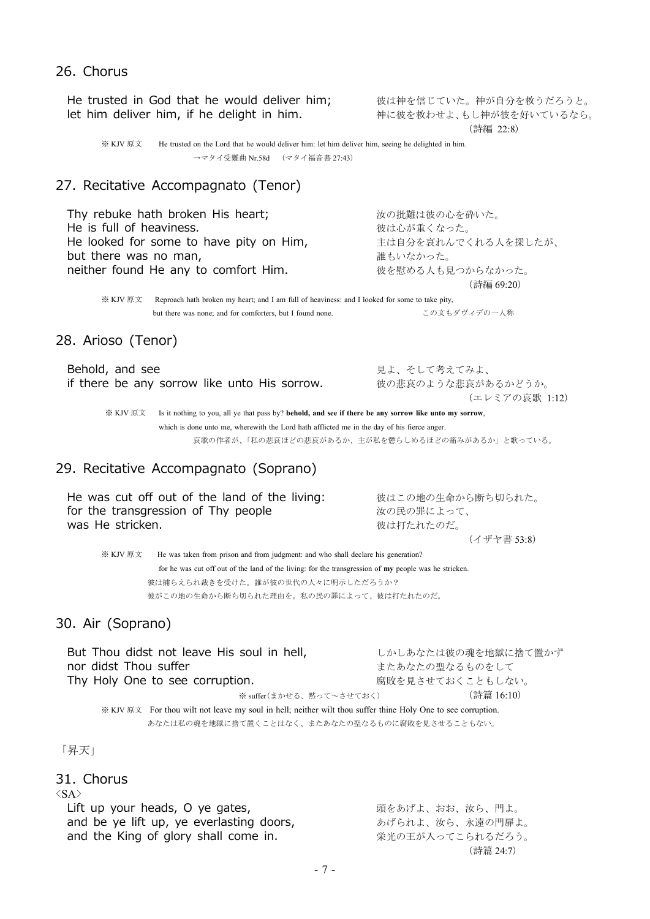## 26. Chorus

He trusted in God that he would deliver him;
let him deliver him, if he delight in him.

彼は神を信じていた。神が自分を救うだろうと。
神に彼を救わせよ、もし神が彼を好いているなら。
（詩編 22:8）

※ KJV 原文　He trusted on the Lord that he would deliver him: let him deliver him, seeing he delighted in him.
→マタイ受難曲 Nr.58d　（マタイ福音書 27:43）

## 27. Recitative Accompagnato (Tenor)

Thy rebuke hath broken His heart;
He is full of heaviness.
He looked for some to have pity on Him,
but there was no man,
neither found He any to comfort Him.

汝の批難は彼の心を砕いた。
彼は心が重くなった。
主は自分を哀れんでくれる人を探したが、
誰もいなかった。
彼を慰める人も見つからなかった。
（詩編 69:20）

※ KJV 原文　Reproach hath broken my heart; and I am full of heaviness: and I looked for some to take pity,
but there was none; and for comforters, but I found none.　　この文もダヴィデの一人称

## 28. Arioso (Tenor)

Behold, and see
if there be any sorrow like unto His sorrow.

見よ、そして考えてみよ、
彼の悲哀のような悲哀があるかどうか。
（エレミアの哀歌 1:12）

※ KJV 原文　Is it nothing to you, all ye that pass by? **behold, and see if there be any sorrow like unto my sorrow**,
which is done unto me, wherewith the Lord hath afflicted me in the day of his fierce anger.
哀歌の作者が、「私の悲哀ほどの悲哀があるか、主が私を懲らしめるほどの痛みがあるか」と歌っている。

## 29. Recitative Accompagnato (Soprano)

He was cut off out of the land of the living:
for the transgression of Thy people
was He stricken.

彼はこの地の生命から断ち切られた。
汝の民の罪によって、
彼は打たれたのだ。
（イザヤ書 53:8）

※ KJV 原文　He was taken from prison and from judgment: and who shall declare his generation?
for he was cut off out of the land of the living: for the transgression of **my** people was he stricken.
彼は捕らえられ裁きを受けた。誰が彼の世代の人々に明示しただろうか？
彼がこの地の生命から断ち切られた理由を。私の民の罪によって、彼は打たれたのだ。

## 30. Air (Soprano)

But Thou didst not leave His soul in hell,
nor didst Thou suffer
Thy Holy One to see corruption.

しかしあなたは彼の魂を地獄に捨て置かず
またあなたの聖なるものをして
腐敗を見させておくこともしない。

※ suffer（まかせる、黙って～させておく）　（詩篇 16:10）

※ KJV 原文　For thou wilt not leave my soul in hell; neither wilt thou suffer thine Holy One to see corruption.
あなたは私の魂を地獄に捨て置くことはなく、またあなたの聖なるものに腐敗を見させることもない。

「昇天」

## 31. Chorus

〈SA〉

Lift up your heads, O ye gates,
and be ye lift up, ye everlasting doors,
and the King of glory shall come in.

頭をあげよ、おお、汝ら、門よ。
あげられよ、汝ら、永遠の門扉よ。
栄光の王が入ってこられるだろう。
（詩篇 24:7）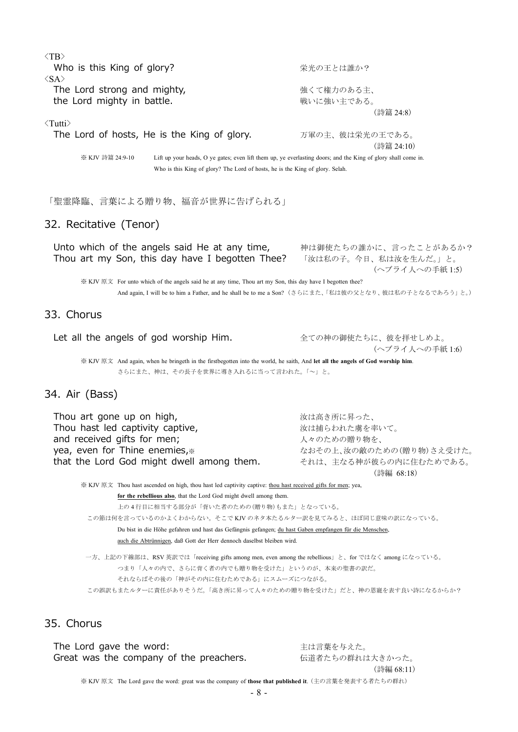〈TB〉

Who is this King of glory? 栄光の王とは誰か?

〈SA〉

The Lord strong and mighty, 強くて権力のある主、
the Lord mighty in battle. 戦いに強い主である。

（詩篇 24:8）

〈Tutti〉

The Lord of hosts, He is the King of glory. 万軍の主、彼は栄光の王である。

（詩篇 24:10）

※ KJV 詩篇 24:9-10　Lift up your heads, O ye gates; even lift them up, ye everlasting doors; and the King of glory shall come in. Who is this King of glory? The Lord of hosts, he is the King of glory. Selah.

「聖霊降臨、言葉による贈り物、福音が世界に告げられる」

## 32. Recitative (Tenor)

Unto which of the angels said He at any time, 神は御使たちの誰かに、言ったことがあるか?
Thou art my Son, this day have I begotten Thee? 「汝は私の子。今日、私は汝を生んだ。」と。

（ヘブライ人への手紙 1:5）

※ KJV 原文 For unto which of the angels said he at any time, Thou art my Son, this day have I begotten thee? And again, I will be to him a Father, and he shall be to me a Son?（さらにまた、「私は彼の父となり、彼は私の子となるであろう」と。）

## 33. Chorus

Let all the angels of god worship Him. 全ての神の御使たちに、彼を拝せしめよ。

（ヘブライ人への手紙 1:6）

※ KJV 原文 And again, when he bringeth in the firstbegotten into the world, he saith, And **let all the angels of God worship him**.
さらにまた、神は、その長子を世界に導き入れるに当って言われた。「～」と。

## 34. Air (Bass)

Thou art gone up on high, 汝は高き所に昇った、
Thou hast led captivity captive, 汝は捕らわれた虜を率いて。
and received gifts for men; 人々のための贈り物を、
yea, even for Thine enemies,※ なおその上、汝の敵のための(贈り物)さえ受けた。
that the Lord God might dwell among them. それは、主なる神が彼らの内に住むためである。

（詩編 68:18）

※ KJV 原文 Thou hast ascended on high, thou hast led captivity captive: thou hast received gifts for men; yea, **for the rebellious also**, that the Lord God might dwell among them.
上の 4 行目に相当する部分が「背いた者のための(贈り物)もまた」となっている。

この節は何を言っているのかよくわからない。そこで KJV のネタ本たるルター訳を見てみると、ほぼ同じ意味の訳になっている。
Du bist in die Höhe gefahren und hast das Gefängnis gefangen; du hast Gaben empfangen für die Menschen, auch die Abtrünnigen, daß Gott der Herr dennoch daselbst bleiben wird.

一方、上記の下線部は、RSV 英訳では「receiving gifts among men, even among the rebellious」と、for ではなく among になっている。
つまり「人々の内で、さらに背く者の内でも贈り物を受けた」というのが、本来の聖書の訳だ。
それならばその後の「神がその内に住むためである」にスムーズにつながる。

この誤訳もまたルターに責任がありそうだ。「高き所に昇って人々のための贈り物を受けた」だと、神の恩寵を表す良い詩になるからか?

## 35. Chorus

The Lord gave the word: 主は言葉を与えた。
Great was the company of the preachers. 伝道者たちの群れは大きかった。

（詩編 68:11）

※ KJV 原文 The Lord gave the word: great was the company of **those that published it**.（主の言葉を発表する者たちの群れ）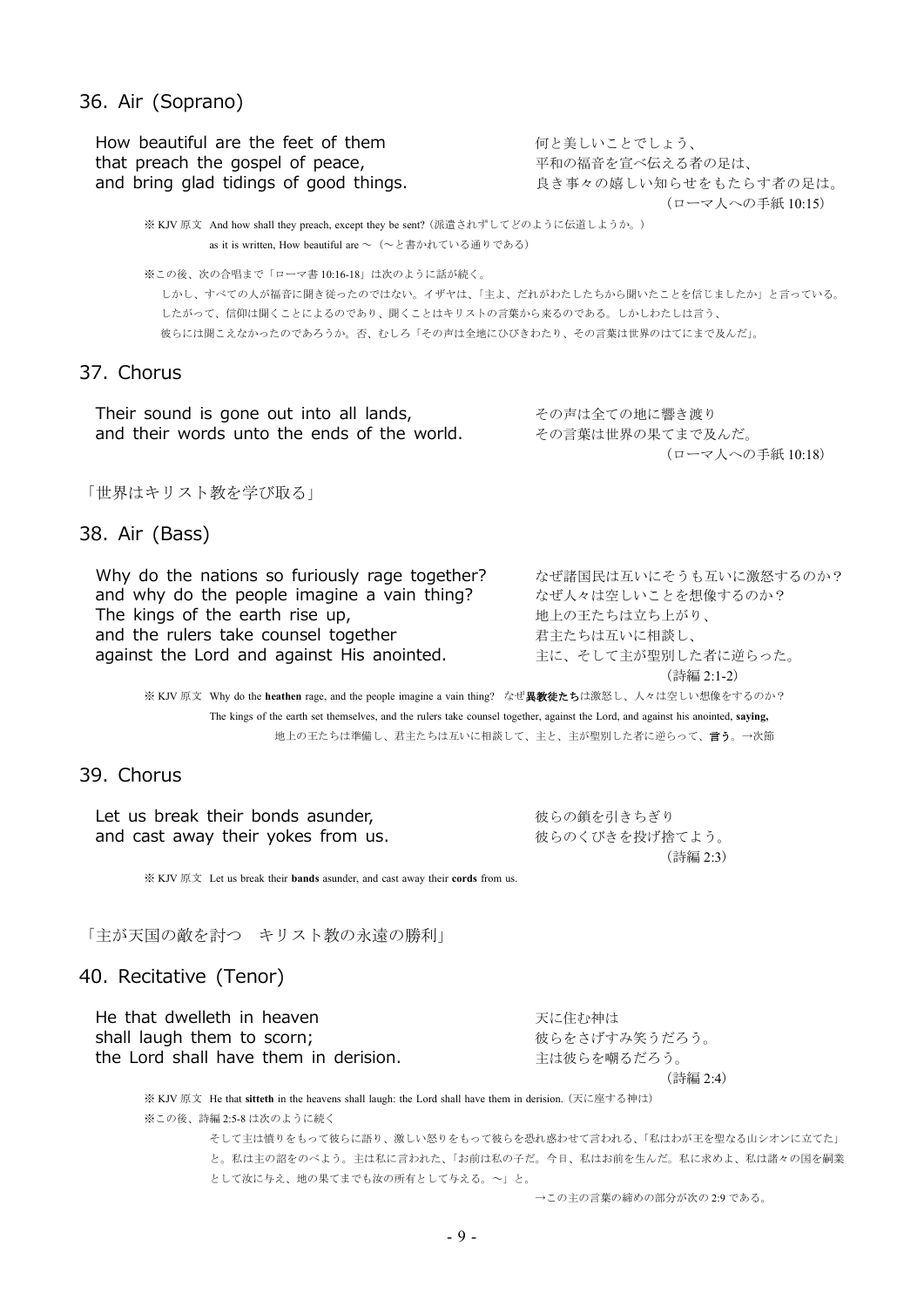## 36. Air (Soprano)

How beautiful are the feet of them
that preach the gospel of peace,
and bring glad tidings of good things.

何と美しいことでしょう、
平和の福音を宣べ伝える者の足は、
良き事々の嬉しい知らせをもたらす者の足は。
（ローマ人への手紙 10:15）

※ KJV 原文　And how shall they preach, except they be sent?（派遣されずしてどのように伝道しようか。）
as it is written, How beautiful are ～（～と書かれている通りである）

※この後、次の合唱まで「ローマ書 10:16-18」は次のように話が続く。
しかし、すべての人が福音に聞き従ったのではない。イザヤは、「主よ、だれがわたしたちから聞いたことを信じましたか」と言っている。したがって、信仰は聞くことによるのであり、聞くことはキリストの言葉から来るのである。しかしわたしは言う、彼らには聞こえなかったのであろうか。否、むしろ「その声は全地にひびきわたり、その言葉は世界のはてにまで及んだ」。

## 37. Chorus

Their sound is gone out into all lands,
and their words unto the ends of the world.

その声は全ての地に響き渡り
その言葉は世界の果てまで及んだ。
（ローマ人への手紙 10:18）

「世界はキリスト教を学び取る」

## 38. Air (Bass)

Why do the nations so furiously rage together?
and why do the people imagine a vain thing?
The kings of the earth rise up,
and the rulers take counsel together
against the Lord and against His anointed.

なぜ諸国民は互いにそうも互いに激怒するのか？
なぜ人々は空しいことを想像するのか？
地上の王たちは立ち上がり、
君主たちは互いに相談し、
主に、そして主が聖別した者に逆らった。
（詩編 2:1-2）

※ KJV 原文　Why do the **heathen** rage, and the people imagine a vain thing?　なぜ**異教徒たち**は激怒し、人々は空しい想像をするのか？
The kings of the earth set themselves, and the rulers take counsel together, against the Lord, and against his anointed, **saying,**
地上の王たちは準備し、君主たちは互いに相談して、主と、主が聖別した者に逆らって、**言う**。→次節

## 39. Chorus

Let us break their bonds asunder,
and cast away their yokes from us.

彼らの鎖を引きちぎり
彼らのくびきを投げ捨てよう。
（詩編 2:3）

※ KJV 原文　Let us break their **bands** asunder, and cast away their **cords** from us.

「主が天国の敵を討つ　キリスト教の永遠の勝利」

## 40. Recitative (Tenor)

He that dwelleth in heaven
shall laugh them to scorn;
the Lord shall have them in derision.

天に住む神は
彼らをさげすみ笑うだろう。
主は彼らを嘲るだろう。
（詩編 2:4）

※ KJV 原文　He that **sitteth** in the heavens shall laugh: the Lord shall have them in derision.（天に座する神は）

※この後、詩編 2:5-8 は次のように続く
そして主は憤りをもって彼らに語り、激しい怒りをもって彼らを恐れ惑わせて言われる、「私はわが王を聖なる山シオンに立てた」と。私は主の詔をのべよう。主は私に言われた、「お前は私の子だ。今日、私はお前を生んだ。私に求めよ、私は諸々の国を嗣業として汝に与え、地の果てまでも汝の所有として与える。～」と。

→この主の言葉の締めの部分が次の 2:9 である。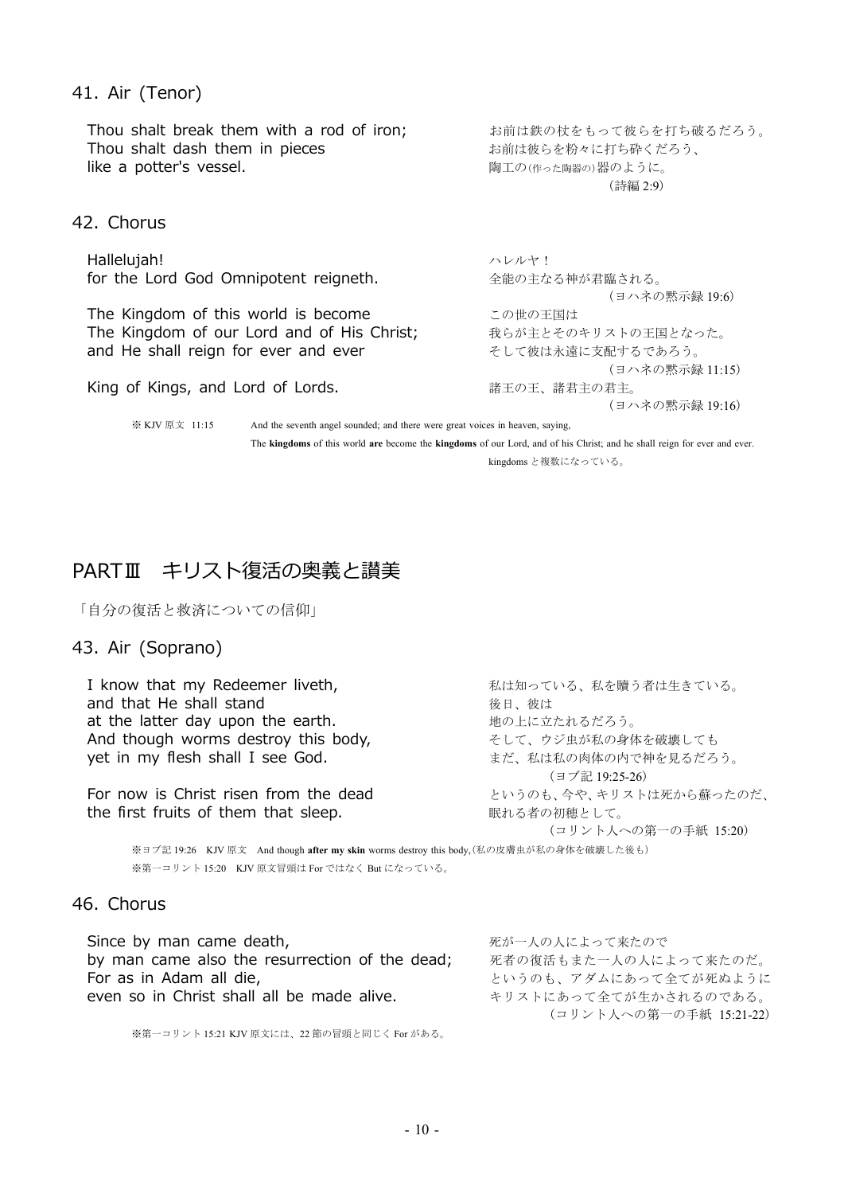## 41. Air (Tenor)

| | |
|---|---|
| Thou shalt break them with a rod of iron; | お前は鉄の杖をもって彼らを打ち破るだろう。 |
| Thou shalt dash them in pieces | お前は彼らを粉々に打ち砕くだろう、 |
| like a potter's vessel. | 陶工の(作った陶器の)器のように。 |
| | (詩編 2:9) |

## 42. Chorus

| | |
|---|---|
| Hallelujah! | ハレルヤ！ |
| for the Lord God Omnipotent reigneth. | 全能の主なる神が君臨される。 |
| | (ヨハネの黙示録 19:6) |
| The Kingdom of this world is become | この世の王国は |
| The Kingdom of our Lord and of His Christ; | 我らが主とそのキリストの王国となった。 |
| and He shall reign for ever and ever | そして彼は永遠に支配するであろう。 |
| | (ヨハネの黙示録 11:15) |
| King of Kings, and Lord of Lords. | 諸王の王、諸君主の君主。 |
| | (ヨハネの黙示録 19:16) |

※ KJV 原文 11:15　And the seventh angel sounded; and there were great voices in heaven, saying,
The **kingdoms** of this world **are** become the **kingdoms** of our Lord, and of his Christ; and he shall reign for ever and ever.
kingdoms と複数になっている。

# PARTⅢ　キリスト復活の奥義と讃美

「自分の復活と救済についての信仰」

## 43. Air (Soprano)

| | |
|---|---|
| I know that my Redeemer liveth, | 私は知っている、私を贖う者は生きている。 |
| and that He shall stand | 後日、彼は |
| at the latter day upon the earth. | 地の上に立たれるだろう。 |
| And though worms destroy this body, | そして、ウジ虫が私の身体を破壊しても |
| yet in my flesh shall I see God. | まだ、私は私の肉体の内で神を見るだろう。 |
| | (ヨブ記 19:25-26) |
| For now is Christ risen from the dead | というのも、今や、キリストは死から蘇ったのだ、 |
| the first fruits of them that sleep. | 眠れる者の初穂として。 |
| | (コリント人への第一の手紙 15:20) |

※ヨブ記 19:26　KJV 原文　And though **after my skin** worms destroy this body,(私の皮膚虫が私の身体を破壊した後も)

※第一コリント 15:20　KJV 原文冒頭は For ではなく But になっている。

## 46. Chorus

| | |
|---|---|
| Since by man came death, | 死が一人の人によって来たので |
| by man came also the resurrection of the dead; | 死者の復活もまた一人の人によって来たのだ。 |
| For as in Adam all die, | というのも、アダムにあって全てが死ぬように |
| even so in Christ shall all be made alive. | キリストにあって全てが生かされるのである。 |
| | (コリント人への第一の手紙 15:21-22) |

※第一コリント 15:21 KJV 原文には、22 節の冒頭と同じく For がある。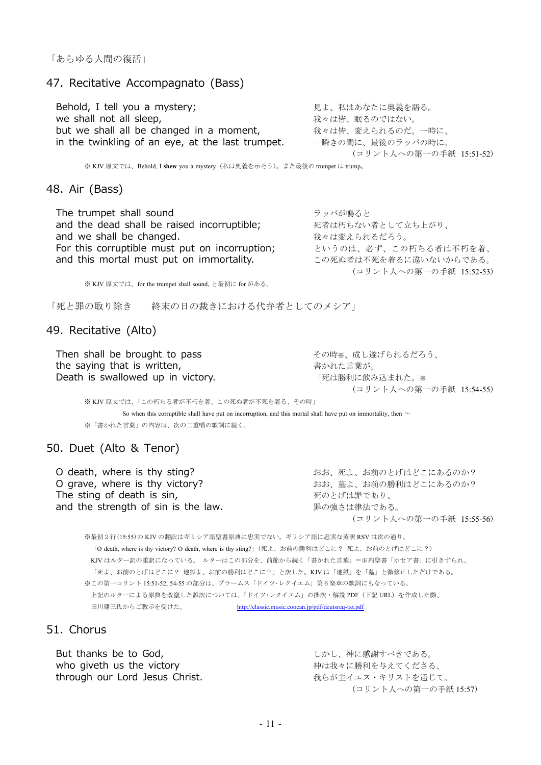「あらゆる人間の復活」

## 47. Recitative Accompagnato (Bass)

Behold, I tell you a mystery;
we shall not all sleep,
but we shall all be changed in a moment,
in the twinkling of an eye, at the last trumpet.

見よ、私はあなたに奥義を語る。
我々は皆、眠るのではない。
我々は皆、変えられるのだ。一時に、
一瞬きの間に、最後のラッパの時に。
（コリント人への第一の手紙 15:51-52）

※ KJV 原文では、Behold, I **shew** you a mystery（私は奥義を示そう）。また最後の trumpet は trump。

## 48. Air (Bass)

The trumpet shall sound
and the dead shall be raised incorruptible;
and we shall be changed.
For this corruptible must put on incorruption;
and this mortal must put on immortality.

ラッパが鳴ると
死者は朽ちない者として立ち上がり、
我々は変えられるだろう。
というのは、必ず、この朽ちる者は不朽を着、
この死ぬ者は不死を着るに違いないからである。
（コリント人への第一の手紙 15:52-53）

※ KJV 原文では、for the trumpet shall sound, と最初に for がある。

「死と罪の取り除き　　終末の日の裁きにおける代弁者としてのメシア」

## 49. Recitative (Alto)

Then shall be brought to pass
the saying that is written,
Death is swallowed up in victory.

その時※、成し遂げられるだろう、
書かれた言葉が。
「死は勝利に飲み込まれた。※
（コリント人への第一の手紙 15:54-55）

※ KJV 原文では、「この朽ちる者が不朽を着、この死ぬ者が不死を着る、その時」
So when this corruptible shall have put on incorruption, and this mortal shall have put on immortality, then ～
※「書かれた言葉」の内容は、次の二重唱の歌詞に続く。

## 50. Duet (Alto & Tenor)

O death, where is thy sting?
O grave, where is thy victory?
The sting of death is sin,
and the strength of sin is the law.

おお、死よ、お前のとげはどこにあるのか？
おお、墓よ、お前の勝利はどこにあるのか？
死のとげは罪であり、
罪の強さは律法である。
（コリント人への第一の手紙 15:55-56）

※最初２行(15:55)の KJV の翻訳はギリシア語聖書原典に忠実でない。ギリシア語に忠実な英訳 RSV は次の通り。
「O death, where is thy victory? O death, where is thy sting?」（死よ、お前の勝利はどこに？ 死よ、お前のとげはどこに？）
KJV はルター訳の重訳になっている。 ルターはこの部分を、前節から続く「書かれた言葉」＝旧約聖書「ホセア書」に引きずられ、
「死よ、お前のとげはどこに？ 地獄よ、お前の勝利はどこに？」と訳した。KJV は「地獄」を「墓」と微修正しただけである。
※この第一コリント 15:51-52, 54-55 の部分は、ブラームス「ドイツ・レクイエム」第６楽章の歌詞にもなっている。
上記のルターによる原典を改竄した誤訳については、「ドイツ・レクイエム」の拙訳・解説 PDF（下記 URL）を作成した際、
田川建三氏からご教示を受けた。　http://classic.music.coocan.jp/pdf/deutsreq-txt.pdf

## 51. Chorus

But thanks be to God,
who giveth us the victory
through our Lord Jesus Christ.

しかし、神に感謝すべきである。
神は我々に勝利を与えてくださる、
我らが主イエス・キリストを通じて。
（コリント人への第一の手紙 15:57）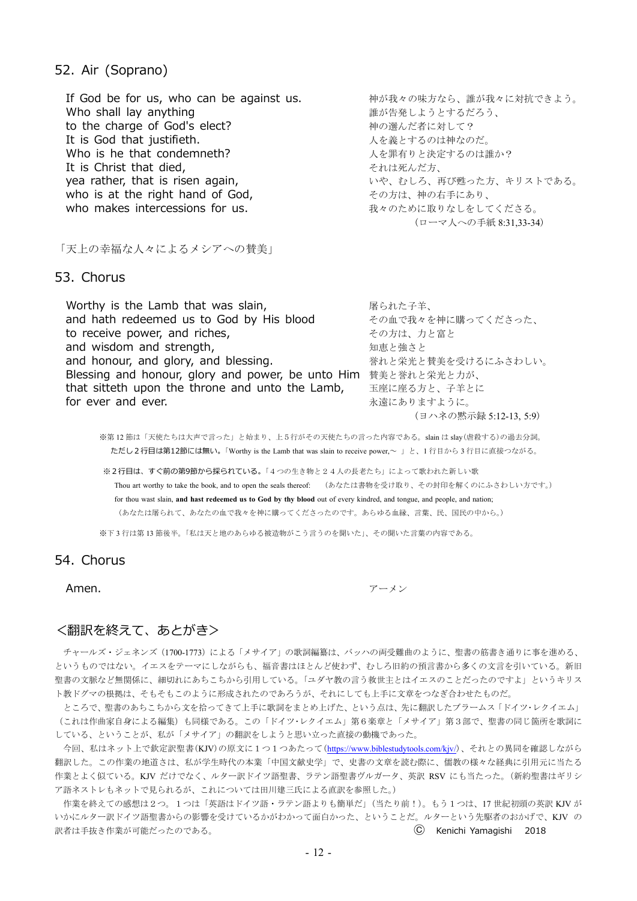## 52. Air (Soprano)

If God be for us, who can be against us.
Who shall lay anything
to the charge of God's elect?
It is God that justifieth.
Who is he that condemneth?
It is Christ that died,
yea rather, that is risen again,
who is at the right hand of God,
who makes intercessions for us.

神が我々の味方なら、誰が我々に対抗できよう。
誰が告発しようとするだろう、
神の選んだ者に対して？
人を義とするのは神なのだ。
人を罪有りと決定するのは誰か？
それは死んだ方、
いや、むしろ、再び甦った方、キリストである。
その方は、神の右手にあり、
我々のために取りなしをしてくださる。

（ローマ人への手紙 8:31,33-34）

「天上の幸福な人々によるメシアへの賛美」

## 53. Chorus

Worthy is the Lamb that was slain,
and hath redeemed us to God by His blood
to receive power, and riches,
and wisdom and strength,
and honour, and glory, and blessing.
Blessing and honour, glory and power, be unto Him
that sitteth upon the throne and unto the Lamb,
for ever and ever.

屠られた子羊、
その血で我々を神に購ってくださった、
その方は、力と富と
知恵と強さと
誉れと栄光と賛美を受けるにふさわしい。
賛美と誉れと栄光と力が、
玉座に座る方と、子羊とに
永遠にありますように。

（ヨハネの黙示録 5:12-13, 5:9）

※第 12 節は「天使たちは大声で言った」と始まり、上５行がその天使たちの言った内容である。slain は slay(虐殺する)の過去分詞。
ただし２行目は第12節には無い。「Worthy is the Lamb that was slain to receive power,～ 」と、1 行目から 3 行目に直接つながる。

※２行目は、すぐ前の第9節から採られている。「４つの生き物と２４人の長老たち」によって歌われた新しい歌
Thou art worthy to take the book, and to open the seals thereof:　（あなたは書物を受け取り、その封印を解くのにふさわしい方です。）
for thou wast slain, **and hast redeemed us to God by thy blood** out of every kindred, and tongue, and people, and nation;
（あなたは屠られて、あなたの血で我々を神に購ってくださったのです。あらゆる血縁、言葉、民、国民の中から。）

※下 3 行は第 13 節後半。「私は天と地のあらゆる被造物がこう言うのを聞いた」、その聞いた言葉の内容である。

## 54. Chorus

Amen.

アーメン

## <翻訳を終えて、あとがき>

チャールズ・ジェネンズ（1700-1773）による「メサイア」の歌詞編纂は、バッハの両受難曲のように、聖書の筋書き通りに事を進める、というものではない。イエスをテーマにしながらも、福音書はほとんど使わず、むしろ旧約の預言書から多くの文言を引いている。新旧聖書の文脈など無関係に、細切れにあちこちから引用している。「ユダヤ教の言う救世主とはイエスのことだったのですよ」というキリスト教ドグマの根拠は、そもそもこのように形成されたのであろうが、それにしても上手に文章をつなぎ合わせたものだ。

ところで、聖書のあちこちから文を拾ってきて上手に歌詞をまとめ上げた、という点は、先に翻訳したブラームス「ドイツ・レクイエム」（これは作曲家自身による編集）も同様である。この「ドイツ・レクイエム」第６楽章と「メサイア」第３部で、聖書の同じ箇所を歌詞にしている、ということが、私が「メサイア」の翻訳をしようと思い立った直接の動機であった。

今回、私はネット上で欽定訳聖書(KJV)の原文に１つ１つあたって(https://www.biblestudytools.com/kjv/)、それとの異同を確認しながら翻訳した。この作業の地道さは、私が学生時代の本業「中国文献史学」で、史書の文章を読む際に、儒教の様々な経典に引用元に当たる作業とよく似ている。KJV だけでなく、ルター訳ドイツ語聖書、ラテン語聖書ヴルガータ、英訳 RSV にも当たった。(新約聖書はギリシア語ネストレもネットで見られるが、これについては田川建三氏による直訳を参照した。)

作業を終えての感想は２つ。１つは「英語はドイツ語・ラテン語よりも簡単だ」(当たり前！)。もう１つは、17 世紀初頭の英訳 KJV がいかにルター訳ドイツ語聖書からの影響を受けているかがわかって面白かった、ということだ。ルターという先駆者のおかげで、KJV の訳者は手抜き作業が可能だったのである。

Ⓒ Kenichi Yamagishi　2018